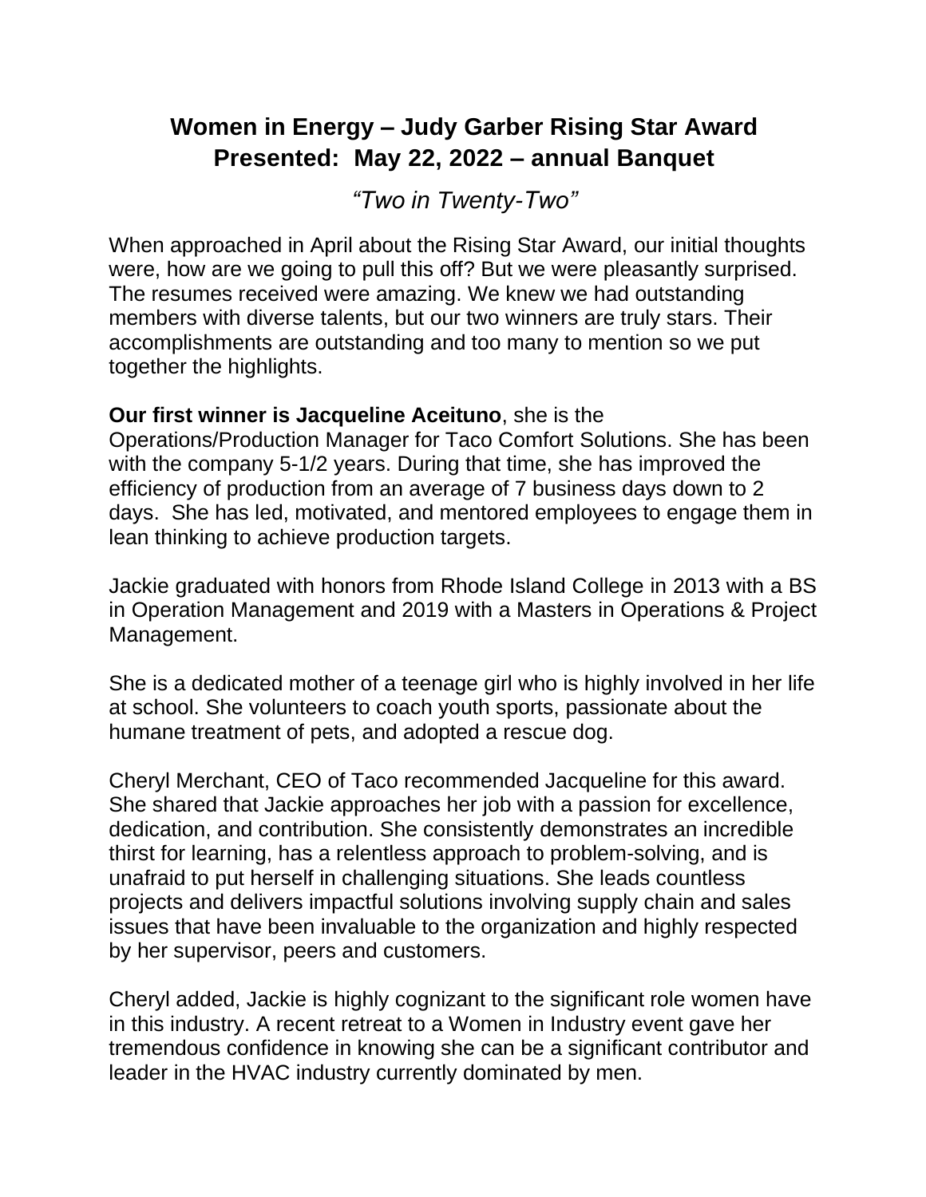# Women in Energy – Judy Garber Rising Star Award
# Presented: May 22, 2022 – annual Banquet

*"Two in Twenty-Two"*

When approached in April about the Rising Star Award, our initial thoughts were, how are we going to pull this off? But we were pleasantly surprised. The resumes received were amazing. We knew we had outstanding members with diverse talents, but our two winners are truly stars. Their accomplishments are outstanding and too many to mention so we put together the highlights.

**Our first winner is Jacqueline Aceituno**, she is the Operations/Production Manager for Taco Comfort Solutions. She has been with the company 5-1/2 years. During that time, she has improved the efficiency of production from an average of 7 business days down to 2 days. She has led, motivated, and mentored employees to engage them in lean thinking to achieve production targets.

Jackie graduated with honors from Rhode Island College in 2013 with a BS in Operation Management and 2019 with a Masters in Operations & Project Management.

She is a dedicated mother of a teenage girl who is highly involved in her life at school. She volunteers to coach youth sports, passionate about the humane treatment of pets, and adopted a rescue dog.

Cheryl Merchant, CEO of Taco recommended Jacqueline for this award. She shared that Jackie approaches her job with a passion for excellence, dedication, and contribution. She consistently demonstrates an incredible thirst for learning, has a relentless approach to problem-solving, and is unafraid to put herself in challenging situations. She leads countless projects and delivers impactful solutions involving supply chain and sales issues that have been invaluable to the organization and highly respected by her supervisor, peers and customers.

Cheryl added, Jackie is highly cognizant to the significant role women have in this industry. A recent retreat to a Women in Industry event gave her tremendous confidence in knowing she can be a significant contributor and leader in the HVAC industry currently dominated by men.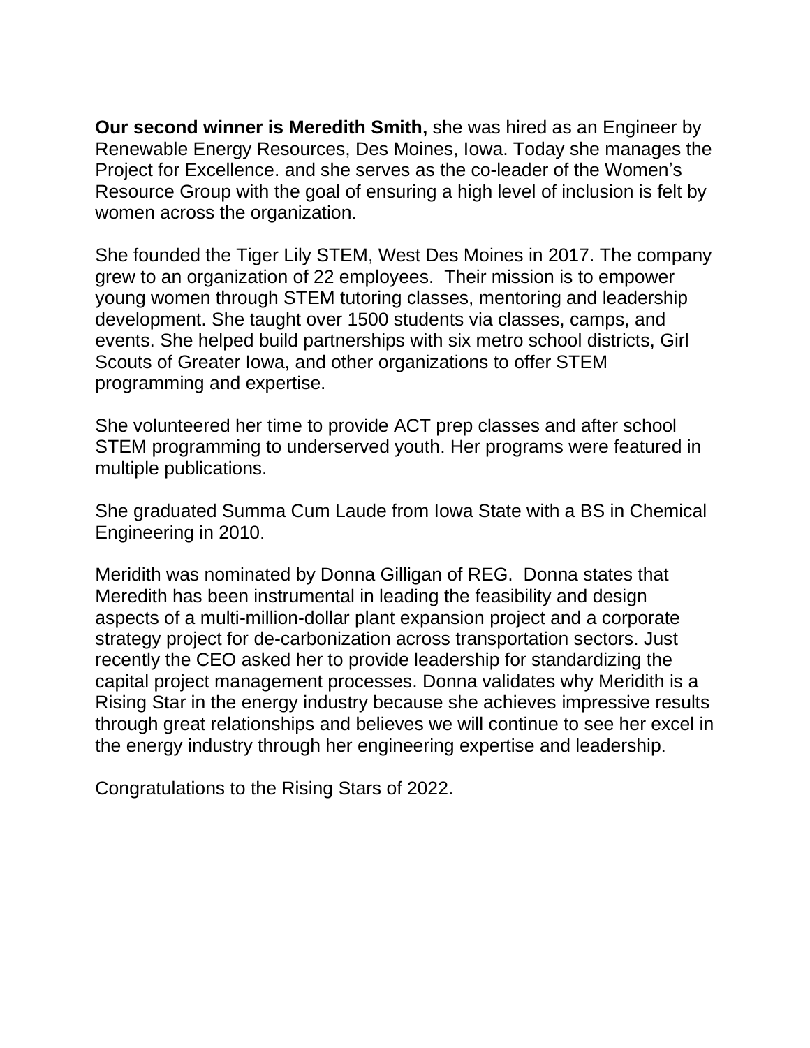**Our second winner is Meredith Smith,** she was hired as an Engineer by Renewable Energy Resources, Des Moines, Iowa. Today she manages the Project for Excellence. and she serves as the co-leader of the Women's Resource Group with the goal of ensuring a high level of inclusion is felt by women across the organization.

She founded the Tiger Lily STEM, West Des Moines in 2017. The company grew to an organization of 22 employees. Their mission is to empower young women through STEM tutoring classes, mentoring and leadership development. She taught over 1500 students via classes, camps, and events. She helped build partnerships with six metro school districts, Girl Scouts of Greater Iowa, and other organizations to offer STEM programming and expertise.

She volunteered her time to provide ACT prep classes and after school STEM programming to underserved youth. Her programs were featured in multiple publications.

She graduated Summa Cum Laude from Iowa State with a BS in Chemical Engineering in 2010.

Meridith was nominated by Donna Gilligan of REG. Donna states that Meredith has been instrumental in leading the feasibility and design aspects of a multi-million-dollar plant expansion project and a corporate strategy project for de-carbonization across transportation sectors. Just recently the CEO asked her to provide leadership for standardizing the capital project management processes. Donna validates why Meridith is a Rising Star in the energy industry because she achieves impressive results through great relationships and believes we will continue to see her excel in the energy industry through her engineering expertise and leadership.

Congratulations to the Rising Stars of 2022.